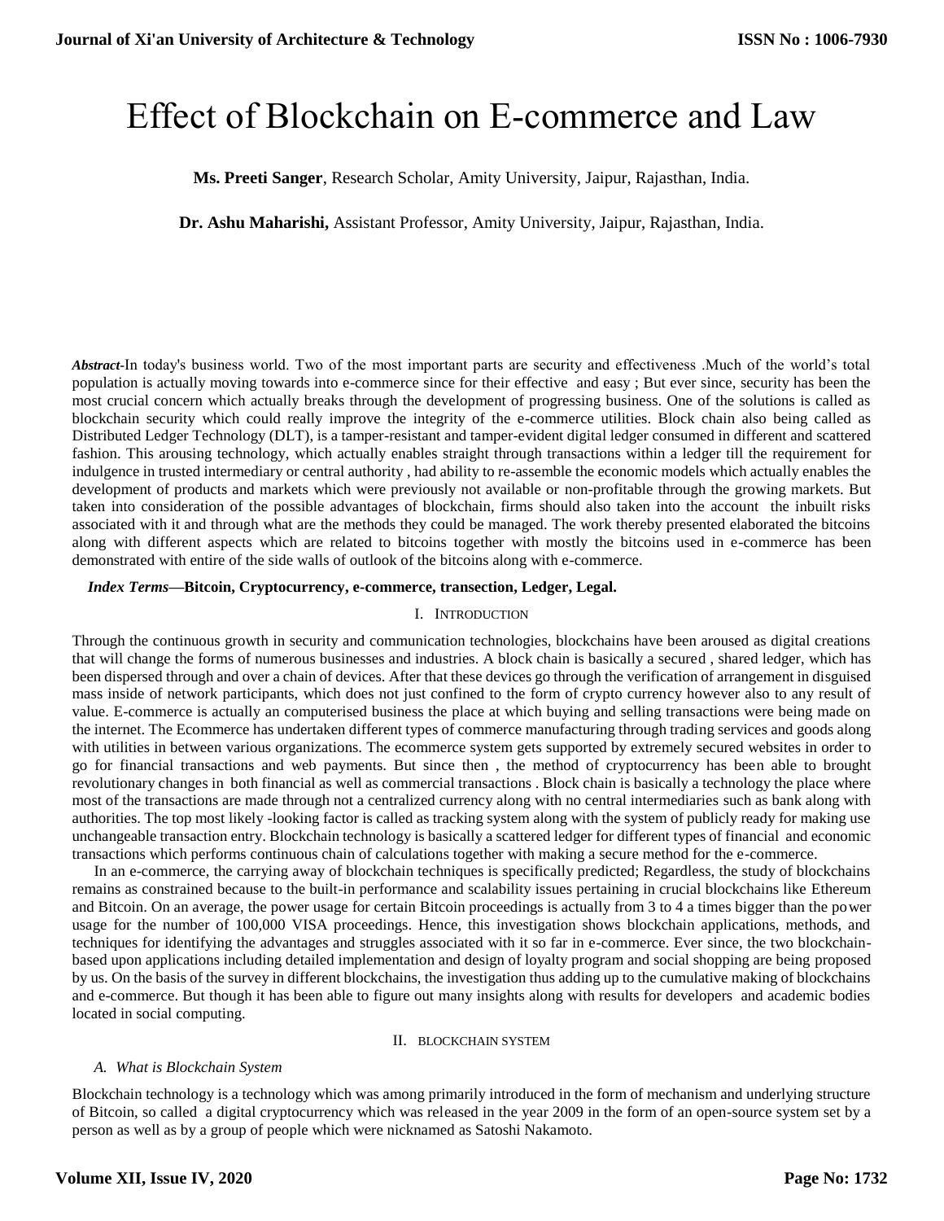# Effect of Blockchain on E-commerce and Law

**Ms. Preeti Sanger**, Research Scholar, Amity University, Jaipur, Rajasthan, India.

**Dr. Ashu Maharishi,** Assistant Professor, Amity University, Jaipur, Rajasthan, India.

***Abstract*-**In today's business world. Two of the most important parts are security and effectiveness .Much of the world's total population is actually moving towards into e-commerce since for their effective and easy ; But ever since, security has been the most crucial concern which actually breaks through the development of progressing business. One of the solutions is called as blockchain security which could really improve the integrity of the e-commerce utilities. Block chain also being called as Distributed Ledger Technology (DLT), is a tamper-resistant and tamper-evident digital ledger consumed in different and scattered fashion. This arousing technology, which actually enables straight through transactions within a ledger till the requirement for indulgence in trusted intermediary or central authority , had ability to re-assemble the economic models which actually enables the development of products and markets which were previously not available or non-profitable through the growing markets. But taken into consideration of the possible advantages of blockchain, firms should also taken into the account the inbuilt risks associated with it and through what are the methods they could be managed. The work thereby presented elaborated the bitcoins along with different aspects which are related to bitcoins together with mostly the bitcoins used in e-commerce has been demonstrated with entire of the side walls of outlook of the bitcoins along with e-commerce.

***Index Terms*—Bitcoin, Cryptocurrency, e-commerce, transection, Ledger, Legal.**

## I. Introduction

Through the continuous growth in security and communication technologies, blockchains have been aroused as digital creations that will change the forms of numerous businesses and industries. A block chain is basically a secured , shared ledger, which has been dispersed through and over a chain of devices. After that these devices go through the verification of arrangement in disguised mass inside of network participants, which does not just confined to the form of crypto currency however also to any result of value. E-commerce is actually an computerised business the place at which buying and selling transactions were being made on the internet. The Ecommerce has undertaken different types of commerce manufacturing through trading services and goods along with utilities in between various organizations. The ecommerce system gets supported by extremely secured websites in order to go for financial transactions and web payments. But since then , the method of cryptocurrency has been able to brought revolutionary changes in both financial as well as commercial transactions . Block chain is basically a technology the place where most of the transactions are made through not a centralized currency along with no central intermediaries such as bank along with authorities. The top most likely -looking factor is called as tracking system along with the system of publicly ready for making use unchangeable transaction entry. Blockchain technology is basically a scattered ledger for different types of financial and economic transactions which performs continuous chain of calculations together with making a secure method for the e-commerce.

In an e-commerce, the carrying away of blockchain techniques is specifically predicted; Regardless, the study of blockchains remains as constrained because to the built-in performance and scalability issues pertaining in crucial blockchains like Ethereum and Bitcoin. On an average, the power usage for certain Bitcoin proceedings is actually from 3 to 4 a times bigger than the power usage for the number of 100,000 VISA proceedings. Hence, this investigation shows blockchain applications, methods, and techniques for identifying the advantages and struggles associated with it so far in e-commerce. Ever since, the two blockchain-based upon applications including detailed implementation and design of loyalty program and social shopping are being proposed by us. On the basis of the survey in different blockchains, the investigation thus adding up to the cumulative making of blockchains and e-commerce. But though it has been able to figure out many insights along with results for developers and academic bodies located in social computing.

## II. Blockchain System

### A. What is Blockchain System

Blockchain technology is a technology which was among primarily introduced in the form of mechanism and underlying structure of Bitcoin, so called a digital cryptocurrency which was released in the year 2009 in the form of an open-source system set by a person as well as by a group of people which were nicknamed as Satoshi Nakamoto.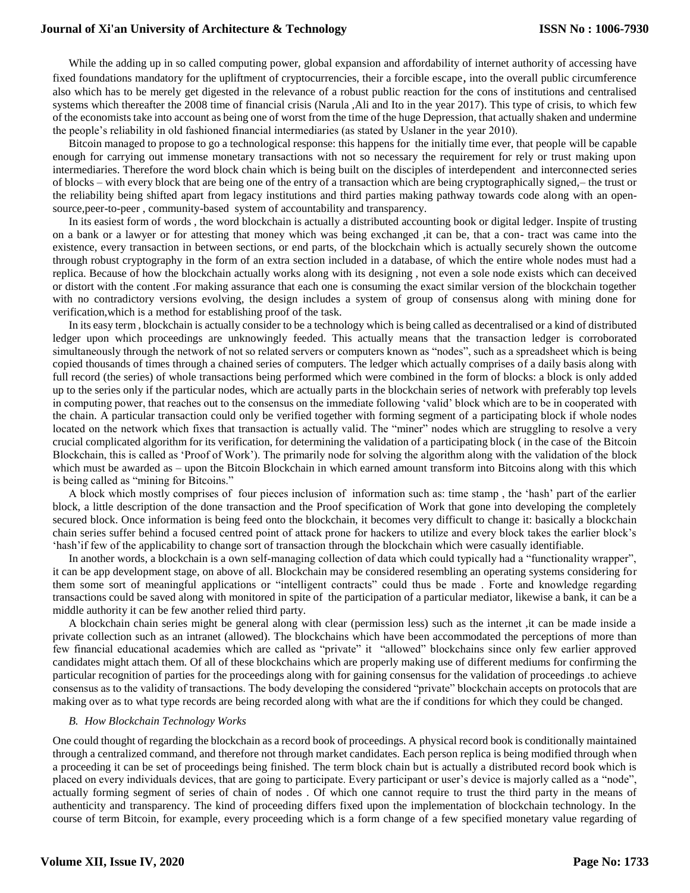While the adding up in so called computing power, global expansion and affordability of internet authority of accessing have fixed foundations mandatory for the upliftment of cryptocurrencies, their a forcible escape, into the overall public circumference also which has to be merely get digested in the relevance of a robust public reaction for the cons of institutions and centralised systems which thereafter the 2008 time of financial crisis (Narula ,Ali and Ito in the year 2017). This type of crisis, to which few of the economists take into account as being one of worst from the time of the huge Depression, that actually shaken and undermine the people's reliability in old fashioned financial intermediaries (as stated by Uslaner in the year 2010).

Bitcoin managed to propose to go a technological response: this happens for the initially time ever, that people will be capable enough for carrying out immense monetary transactions with not so necessary the requirement for rely or trust making upon intermediaries. Therefore the word block chain which is being built on the disciples of interdependent and interconnected series of blocks – with every block that are being one of the entry of a transaction which are being cryptographically signed,– the trust or the reliability being shifted apart from legacy institutions and third parties making pathway towards code along with an open-source,peer-to-peer , community-based system of accountability and transparency.

In its easiest form of words , the word blockchain is actually a distributed accounting book or digital ledger. Inspite of trusting on a bank or a lawyer or for attesting that money which was being exchanged ,it can be, that a con- tract was came into the existence, every transaction in between sections, or end parts, of the blockchain which is actually securely shown the outcome through robust cryptography in the form of an extra section included in a database, of which the entire whole nodes must had a replica. Because of how the blockchain actually works along with its designing , not even a sole node exists which can deceived or distort with the content .For making assurance that each one is consuming the exact similar version of the blockchain together with no contradictory versions evolving, the design includes a system of group of consensus along with mining done for verification,which is a method for establishing proof of the task.

In its easy term , blockchain is actually consider to be a technology which is being called as decentralised or a kind of distributed ledger upon which proceedings are unknowingly feeded. This actually means that the transaction ledger is corroborated simultaneously through the network of not so related servers or computers known as "nodes", such as a spreadsheet which is being copied thousands of times through a chained series of computers. The ledger which actually comprises of a daily basis along with full record (the series) of whole transactions being performed which were combined in the form of blocks: a block is only added up to the series only if the particular nodes, which are actually parts in the blockchain series of network with preferably top levels in computing power, that reaches out to the consensus on the immediate following 'valid' block which are to be in cooperated with the chain. A particular transaction could only be verified together with forming segment of a participating block if whole nodes located on the network which fixes that transaction is actually valid. The "miner" nodes which are struggling to resolve a very crucial complicated algorithm for its verification, for determining the validation of a participating block ( in the case of the Bitcoin Blockchain, this is called as 'Proof of Work'). The primarily node for solving the algorithm along with the validation of the block which must be awarded as – upon the Bitcoin Blockchain in which earned amount transform into Bitcoins along with this which is being called as "mining for Bitcoins."

A block which mostly comprises of four pieces inclusion of information such as: time stamp , the 'hash' part of the earlier block, a little description of the done transaction and the Proof specification of Work that gone into developing the completely secured block. Once information is being feed onto the blockchain, it becomes very difficult to change it: basically a blockchain chain series suffer behind a focused centred point of attack prone for hackers to utilize and every block takes the earlier block's 'hash'if few of the applicability to change sort of transaction through the blockchain which were casually identifiable.

In another words, a blockchain is a own self-managing collection of data which could typically had a "functionality wrapper", it can be app development stage, on above of all. Blockchain may be considered resembling an operating systems considering for them some sort of meaningful applications or "intelligent contracts" could thus be made . Forte and knowledge regarding transactions could be saved along with monitored in spite of the participation of a particular mediator, likewise a bank, it can be a middle authority it can be few another relied third party.

A blockchain chain series might be general along with clear (permission less) such as the internet ,it can be made inside a private collection such as an intranet (allowed). The blockchains which have been accommodated the perceptions of more than few financial educational academies which are called as "private" it "allowed" blockchains since only few earlier approved candidates might attach them. Of all of these blockchains which are properly making use of different mediums for confirming the particular recognition of parties for the proceedings along with for gaining consensus for the validation of proceedings .to achieve consensus as to the validity of transactions. The body developing the considered "private" blockchain accepts on protocols that are making over as to what type records are being recorded along with what are the if conditions for which they could be changed.

### *B. How Blockchain Technology Works*

One could thought of regarding the blockchain as a record book of proceedings. A physical record book is conditionally maintained through a centralized command, and therefore not through market candidates. Each person replica is being modified through when a proceeding it can be set of proceedings being finished. The term block chain but is actually a distributed record book which is placed on every individuals devices, that are going to participate. Every participant or user's device is majorly called as a "node", actually forming segment of series of chain of nodes . Of which one cannot require to trust the third party in the means of authenticity and transparency. The kind of proceeding differs fixed upon the implementation of blockchain technology. In the course of term Bitcoin, for example, every proceeding which is a form change of a few specified monetary value regarding of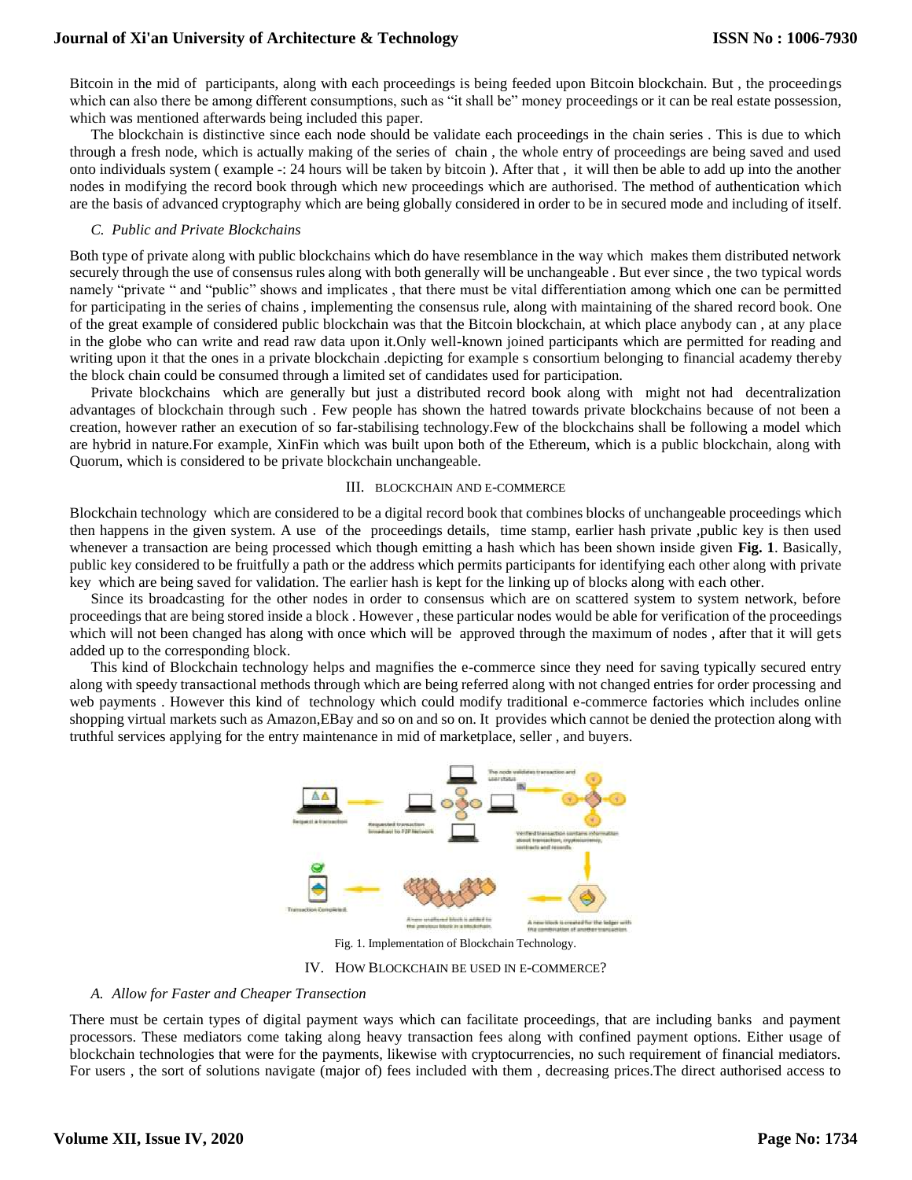Bitcoin in the mid of participants, along with each proceedings is being feeded upon Bitcoin blockchain. But , the proceedings which can also there be among different consumptions, such as "it shall be" money proceedings or it can be real estate possession, which was mentioned afterwards being included this paper.

The blockchain is distinctive since each node should be validate each proceedings in the chain series . This is due to which through a fresh node, which is actually making of the series of chain , the whole entry of proceedings are being saved and used onto individuals system ( example -: 24 hours will be taken by bitcoin ). After that , it will then be able to add up into the another nodes in modifying the record book through which new proceedings which are authorised. The method of authentication which are the basis of advanced cryptography which are being globally considered in order to be in secured mode and including of itself.

### *C. Public and Private Blockchains*

Both type of private along with public blockchains which do have resemblance in the way which makes them distributed network securely through the use of consensus rules along with both generally will be unchangeable . But ever since , the two typical words namely "private " and "public" shows and implicates , that there must be vital differentiation among which one can be permitted for participating in the series of chains , implementing the consensus rule, along with maintaining of the shared record book. One of the great example of considered public blockchain was that the Bitcoin blockchain, at which place anybody can , at any place in the globe who can write and read raw data upon it.Only well-known joined participants which are permitted for reading and writing upon it that the ones in a private blockchain .depicting for example s consortium belonging to financial academy thereby the block chain could be consumed through a limited set of candidates used for participation.

Private blockchains which are generally but just a distributed record book along with might not had decentralization advantages of blockchain through such . Few people has shown the hatred towards private blockchains because of not been a creation, however rather an execution of so far-stabilising technology.Few of the blockchains shall be following a model which are hybrid in nature.For example, XinFin which was built upon both of the Ethereum, which is a public blockchain, along with Quorum, which is considered to be private blockchain unchangeable.

## III. Blockchain and E-commerce

Blockchain technology which are considered to be a digital record book that combines blocks of unchangeable proceedings which then happens in the given system. A use of the proceedings details, time stamp, earlier hash private ,public key is then used whenever a transaction are being processed which though emitting a hash which has been shown inside given **Fig. 1**. Basically, public key considered to be fruitfully a path or the address which permits participants for identifying each other along with private key which are being saved for validation. The earlier hash is kept for the linking up of blocks along with each other.

Since its broadcasting for the other nodes in order to consensus which are on scattered system to system network, before proceedings that are being stored inside a block . However , these particular nodes would be able for verification of the proceedings which will not been changed has along with once which will be approved through the maximum of nodes , after that it will gets added up to the corresponding block.

This kind of Blockchain technology helps and magnifies the e-commerce since they need for saving typically secured entry along with speedy transactional methods through which are being referred along with not changed entries for order processing and web payments . However this kind of technology which could modify traditional e-commerce factories which includes online shopping virtual markets such as Amazon,EBay and so on and so on. It provides which cannot be denied the protection along with truthful services applying for the entry maintenance in mid of marketplace, seller , and buyers.

Fig. 1. Implementation of Blockchain Technology.

## IV. How Blockchain be used in E-commerce?

### *A. Allow for Faster and Cheaper Transection*

There must be certain types of digital payment ways which can facilitate proceedings, that are including banks and payment processors. These mediators come taking along heavy transaction fees along with confined payment options. Either usage of blockchain technologies that were for the payments, likewise with cryptocurrencies, no such requirement of financial mediators. For users , the sort of solutions navigate (major of) fees included with them , decreasing prices.The direct authorised access to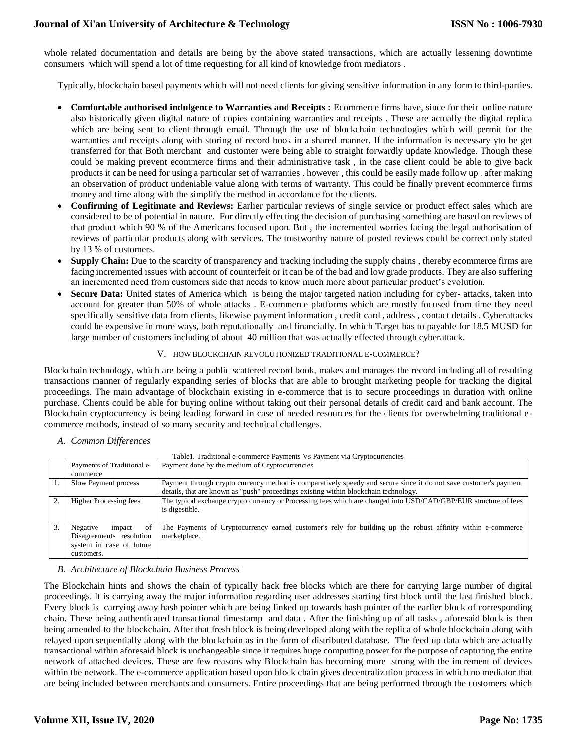whole related documentation and details are being by the above stated transactions, which are actually lessening downtime consumers which will spend a lot of time requesting for all kind of knowledge from mediators .

Typically, blockchain based payments which will not need clients for giving sensitive information in any form to third-parties.

- **Comfortable authorised indulgence to Warranties and Receipts :** Ecommerce firms have, since for their online nature also historically given digital nature of copies containing warranties and receipts . These are actually the digital replica which are being sent to client through email. Through the use of blockchain technologies which will permit for the warranties and receipts along with storing of record book in a shared manner. If the information is necessary yto be get transferred for that Both merchant and customer were being able to straight forwardly update knowledge. Though these could be making prevent ecommerce firms and their administrative task , in the case client could be able to give back products it can be need for using a particular set of warranties . however , this could be easily made follow up , after making an observation of product undeniable value along with terms of warranty. This could be finally prevent ecommerce firms money and time along with the simplify the method in accordance for the clients.
- **Confirming of Legitimate and Reviews:** Earlier particular reviews of single service or product effect sales which are considered to be of potential in nature. For directly effecting the decision of purchasing something are based on reviews of that product which 90 % of the Americans focused upon. But , the incremented worries facing the legal authorisation of reviews of particular products along with services. The trustworthy nature of posted reviews could be correct only stated by 13 % of customers.
- **Supply Chain:** Due to the scarcity of transparency and tracking including the supply chains , thereby ecommerce firms are facing incremented issues with account of counterfeit or it can be of the bad and low grade products. They are also suffering an incremented need from customers side that needs to know much more about particular product's evolution.
- **Secure Data:** United states of America which is being the major targeted nation including for cyber- attacks, taken into account for greater than 50% of whole attacks . E-commerce platforms which are mostly focused from time they need specifically sensitive data from clients, likewise payment information , credit card , address , contact details . Cyberattacks could be expensive in more ways, both reputationally and financially. In which Target has to payable for 18.5 MUSD for large number of customers including of about 40 million that was actually effected through cyberattack.

## V. HOW BLOCKCHAIN REVOLUTIONIZED TRADITIONAL E-COMMERCE?

Blockchain technology, which are being a public scattered record book, makes and manages the record including all of resulting transactions manner of regularly expanding series of blocks that are able to brought marketing people for tracking the digital proceedings. The main advantage of blockchain existing in e-commerce that is to secure proceedings in duration with online purchase. Clients could be able for buying online without taking out their personal details of credit card and bank account. The Blockchain cryptocurrency is being leading forward in case of needed resources for the clients for overwhelming traditional e-commerce methods, instead of so many security and technical challenges.

### *A. Common Differences*

Table1. Traditional e-commerce Payments Vs Payment via Cryptocurrencies

| | Payments of Traditional e-commerce | Payment done by the medium of Cryptocurrencies |
|---|---|---|
| 1. | Slow Payment process | Payment through crypto currency method is comparatively speedy and secure since it do not save customer's payment details, that are known as "push" proceedings existing within blockchain technology. |
| 2. | Higher Processing fees | The typical exchange crypto currency or Processing fees which are changed into USD/CAD/GBP/EUR structure of fees is digestible. |
| 3. | Negative impact of Disagreements resolution system in case of future customers. | The Payments of Cryptocurrency earned customer's rely for building up the robust affinity within e-commerce marketplace. |

### *B. Architecture of Blockchain Business Process*

The Blockchain hints and shows the chain of typically hack free blocks which are there for carrying large number of digital proceedings. It is carrying away the major information regarding user addresses starting first block until the last finished block. Every block is carrying away hash pointer which are being linked up towards hash pointer of the earlier block of corresponding chain. These being authenticated transactional timestamp and data . After the finishing up of all tasks , aforesaid block is then being amended to the blockchain. After that fresh block is being developed along with the replica of whole blockchain along with relayed upon sequentially along with the blockchain as in the form of distributed database. The feed up data which are actually transactional within aforesaid block is unchangeable since it requires huge computing power for the purpose of capturing the entire network of attached devices. These are few reasons why Blockchain has becoming more strong with the increment of devices within the network. The e-commerce application based upon block chain gives decentralization process in which no mediator that are being included between merchants and consumers. Entire proceedings that are being performed through the customers which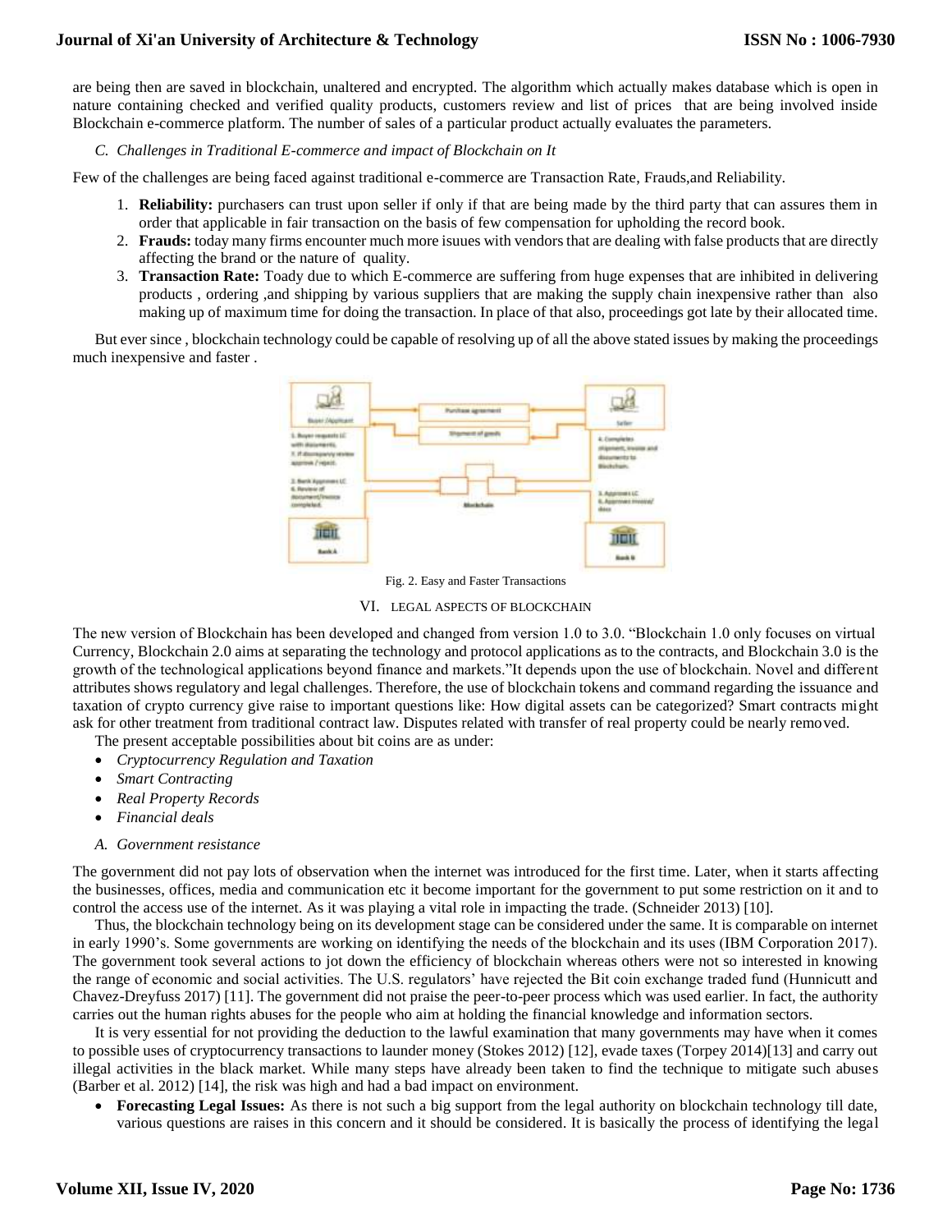are being then are saved in blockchain, unaltered and encrypted. The algorithm which actually makes database which is open in nature containing checked and verified quality products, customers review and list of prices that are being involved inside Blockchain e-commerce platform. The number of sales of a particular product actually evaluates the parameters.

### *C. Challenges in Traditional E-commerce and impact of Blockchain on It*

Few of the challenges are being faced against traditional e-commerce are Transaction Rate, Frauds,and Reliability.

1. **Reliability:** purchasers can trust upon seller if only if that are being made by the third party that can assures them in order that applicable in fair transaction on the basis of few compensation for upholding the record book.
2. **Frauds:** today many firms encounter much more isuues with vendors that are dealing with false products that are directly affecting the brand or the nature of quality.
3. **Transaction Rate:** Toady due to which E-commerce are suffering from huge expenses that are inhibited in delivering products , ordering ,and shipping by various suppliers that are making the supply chain inexpensive rather than also making up of maximum time for doing the transaction. In place of that also, proceedings got late by their allocated time.

But ever since , blockchain technology could be capable of resolving up of all the above stated issues by making the proceedings much inexpensive and faster .

Fig. 2. Easy and Faster Transactions

## VI. Legal Aspects of Blockchain

The new version of Blockchain has been developed and changed from version 1.0 to 3.0. "Blockchain 1.0 only focuses on virtual Currency, Blockchain 2.0 aims at separating the technology and protocol applications as to the contracts, and Blockchain 3.0 is the growth of the technological applications beyond finance and markets."It depends upon the use of blockchain. Novel and different attributes shows regulatory and legal challenges. Therefore, the use of blockchain tokens and command regarding the issuance and taxation of crypto currency give raise to important questions like: How digital assets can be categorized? Smart contracts might ask for other treatment from traditional contract law. Disputes related with transfer of real property could be nearly removed.

The present acceptable possibilities about bit coins are as under:

- *Cryptocurrency Regulation and Taxation*
- *Smart Contracting*
- *Real Property Records*
- *Financial deals*

### *A. Government resistance*

The government did not pay lots of observation when the internet was introduced for the first time. Later, when it starts affecting the businesses, offices, media and communication etc it become important for the government to put some restriction on it and to control the access use of the internet. As it was playing a vital role in impacting the trade. (Schneider 2013) [10].

Thus, the blockchain technology being on its development stage can be considered under the same. It is comparable on internet in early 1990's. Some governments are working on identifying the needs of the blockchain and its uses (IBM Corporation 2017). The government took several actions to jot down the efficiency of blockchain whereas others were not so interested in knowing the range of economic and social activities. The U.S. regulators' have rejected the Bit coin exchange traded fund (Hunnicutt and Chavez-Dreyfuss 2017) [11]. The government did not praise the peer-to-peer process which was used earlier. In fact, the authority carries out the human rights abuses for the people who aim at holding the financial knowledge and information sectors.

It is very essential for not providing the deduction to the lawful examination that many governments may have when it comes to possible uses of cryptocurrency transactions to launder money (Stokes 2012) [12], evade taxes (Torpey 2014)[13] and carry out illegal activities in the black market. While many steps have already been taken to find the technique to mitigate such abuses (Barber et al. 2012) [14], the risk was high and had a bad impact on environment.

- **Forecasting Legal Issues:** As there is not such a big support from the legal authority on blockchain technology till date, various questions are raises in this concern and it should be considered. It is basically the process of identifying the legal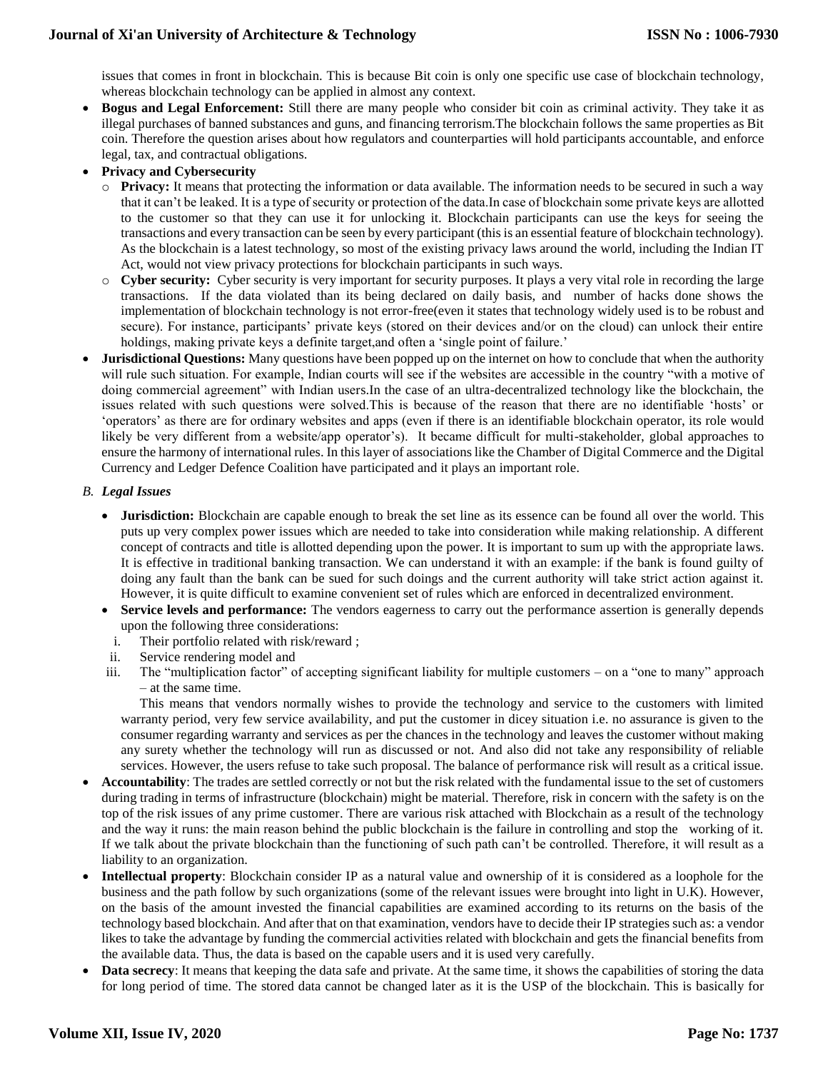issues that comes in front in blockchain. This is because Bit coin is only one specific use case of blockchain technology, whereas blockchain technology can be applied in almost any context.

- **Bogus and Legal Enforcement:** Still there are many people who consider bit coin as criminal activity. They take it as illegal purchases of banned substances and guns, and financing terrorism.The blockchain follows the same properties as Bit coin. Therefore the question arises about how regulators and counterparties will hold participants accountable, and enforce legal, tax, and contractual obligations.
- **Privacy and Cybersecurity**
  - **Privacy:** It means that protecting the information or data available. The information needs to be secured in such a way that it can't be leaked. It is a type of security or protection of the data.In case of blockchain some private keys are allotted to the customer so that they can use it for unlocking it. Blockchain participants can use the keys for seeing the transactions and every transaction can be seen by every participant (this is an essential feature of blockchain technology). As the blockchain is a latest technology, so most of the existing privacy laws around the world, including the Indian IT Act, would not view privacy protections for blockchain participants in such ways.
  - **Cyber security:** Cyber security is very important for security purposes. It plays a very vital role in recording the large transactions. If the data violated than its being declared on daily basis, and number of hacks done shows the implementation of blockchain technology is not error-free(even it states that technology widely used is to be robust and secure). For instance, participants' private keys (stored on their devices and/or on the cloud) can unlock their entire holdings, making private keys a definite target,and often a 'single point of failure.'
- **Jurisdictional Questions:** Many questions have been popped up on the internet on how to conclude that when the authority will rule such situation. For example, Indian courts will see if the websites are accessible in the country "with a motive of doing commercial agreement" with Indian users.In the case of an ultra-decentralized technology like the blockchain, the issues related with such questions were solved.This is because of the reason that there are no identifiable 'hosts' or 'operators' as there are for ordinary websites and apps (even if there is an identifiable blockchain operator, its role would likely be very different from a website/app operator's). It became difficult for multi-stakeholder, global approaches to ensure the harmony of international rules. In this layer of associations like the Chamber of Digital Commerce and the Digital Currency and Ledger Defence Coalition have participated and it plays an important role.

### *B. Legal Issues*

- **Jurisdiction:** Blockchain are capable enough to break the set line as its essence can be found all over the world. This puts up very complex power issues which are needed to take into consideration while making relationship. A different concept of contracts and title is allotted depending upon the power. It is important to sum up with the appropriate laws. It is effective in traditional banking transaction. We can understand it with an example: if the bank is found guilty of doing any fault than the bank can be sued for such doings and the current authority will take strict action against it. However, it is quite difficult to examine convenient set of rules which are enforced in decentralized environment.
- **Service levels and performance:** The vendors eagerness to carry out the performance assertion is generally depends upon the following three considerations:
  1. Their portfolio related with risk/reward ;
  2. Service rendering model and
  3. The "multiplication factor" of accepting significant liability for multiple customers – on a "one to many" approach – at the same time.

  This means that vendors normally wishes to provide the technology and service to the customers with limited warranty period, very few service availability, and put the customer in dicey situation i.e. no assurance is given to the consumer regarding warranty and services as per the chances in the technology and leaves the customer without making any surety whether the technology will run as discussed or not. And also did not take any responsibility of reliable services. However, the users refuse to take such proposal. The balance of performance risk will result as a critical issue.
- **Accountability**: The trades are settled correctly or not but the risk related with the fundamental issue to the set of customers during trading in terms of infrastructure (blockchain) might be material. Therefore, risk in concern with the safety is on the top of the risk issues of any prime customer. There are various risk attached with Blockchain as a result of the technology and the way it runs: the main reason behind the public blockchain is the failure in controlling and stop the working of it. If we talk about the private blockchain than the functioning of such path can't be controlled. Therefore, it will result as a liability to an organization.
- **Intellectual property**: Blockchain consider IP as a natural value and ownership of it is considered as a loophole for the business and the path follow by such organizations (some of the relevant issues were brought into light in U.K). However, on the basis of the amount invested the financial capabilities are examined according to its returns on the basis of the technology based blockchain. And after that on that examination, vendors have to decide their IP strategies such as: a vendor likes to take the advantage by funding the commercial activities related with blockchain and gets the financial benefits from the available data. Thus, the data is based on the capable users and it is used very carefully.
- **Data secrecy**: It means that keeping the data safe and private. At the same time, it shows the capabilities of storing the data for long period of time. The stored data cannot be changed later as it is the USP of the blockchain. This is basically for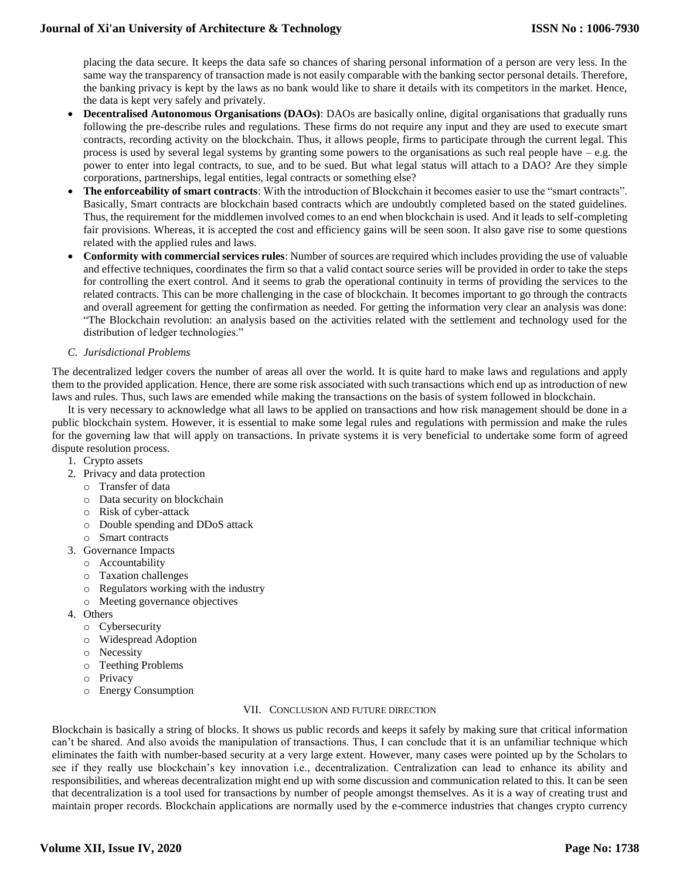placing the data secure. It keeps the data safe so chances of sharing personal information of a person are very less. In the same way the transparency of transaction made is not easily comparable with the banking sector personal details. Therefore, the banking privacy is kept by the laws as no bank would like to share it details with its competitors in the market. Hence, the data is kept very safely and privately.

- **Decentralised Autonomous Organisations (DAOs)**: DAOs are basically online, digital organisations that gradually runs following the pre-describe rules and regulations. These firms do not require any input and they are used to execute smart contracts, recording activity on the blockchain. Thus, it allows people, firms to participate through the current legal. This process is used by several legal systems by granting some powers to the organisations as such real people have – e.g. the power to enter into legal contracts, to sue, and to be sued. But what legal status will attach to a DAO? Are they simple corporations, partnerships, legal entities, legal contracts or something else?
- **The enforceability of smart contracts**: With the introduction of Blockchain it becomes easier to use the "smart contracts". Basically, Smart contracts are blockchain based contracts which are undoubtly completed based on the stated guidelines. Thus, the requirement for the middlemen involved comes to an end when blockchain is used. And it leads to self-completing fair provisions. Whereas, it is accepted the cost and efficiency gains will be seen soon. It also gave rise to some questions related with the applied rules and laws.
- **Conformity with commercial services rules**: Number of sources are required which includes providing the use of valuable and effective techniques, coordinates the firm so that a valid contact source series will be provided in order to take the steps for controlling the exert control. And it seems to grab the operational continuity in terms of providing the services to the related contracts. This can be more challenging in the case of blockchain. It becomes important to go through the contracts and overall agreement for getting the confirmation as needed. For getting the information very clear an analysis was done: "The Blockchain revolution: an analysis based on the activities related with the settlement and technology used for the distribution of ledger technologies."

### *C. Jurisdictional Problems*

The decentralized ledger covers the number of areas all over the world. It is quite hard to make laws and regulations and apply them to the provided application. Hence, there are some risk associated with such transactions which end up as introduction of new laws and rules. Thus, such laws are emended while making the transactions on the basis of system followed in blockchain.

It is very necessary to acknowledge what all laws to be applied on transactions and how risk management should be done in a public blockchain system. However, it is essential to make some legal rules and regulations with permission and make the rules for the governing law that will apply on transactions. In private systems it is very beneficial to undertake some form of agreed dispute resolution process.

1. Crypto assets
2. Privacy and data protection
   - Transfer of data
   - Data security on blockchain
   - Risk of cyber-attack
   - Double spending and DDoS attack
   - Smart contracts
3. Governance Impacts
   - Accountability
   - Taxation challenges
   - Regulators working with the industry
   - Meeting governance objectives
4. Others
   - Cybersecurity
   - Widespread Adoption
   - Necessity
   - Teething Problems
   - Privacy
   - Energy Consumption

## VII. Conclusion and Future Direction

Blockchain is basically a string of blocks. It shows us public records and keeps it safely by making sure that critical information can't be shared. And also avoids the manipulation of transactions. Thus, I can conclude that it is an unfamiliar technique which eliminates the faith with number-based security at a very large extent. However, many cases were pointed up by the Scholars to see if they really use blockchain's key innovation i.e., decentralization. Centralization can lead to enhance its ability and responsibilities, and whereas decentralization might end up with some discussion and communication related to this. It can be seen that decentralization is a tool used for transactions by number of people amongst themselves. As it is a way of creating trust and maintain proper records. Blockchain applications are normally used by the e-commerce industries that changes crypto currency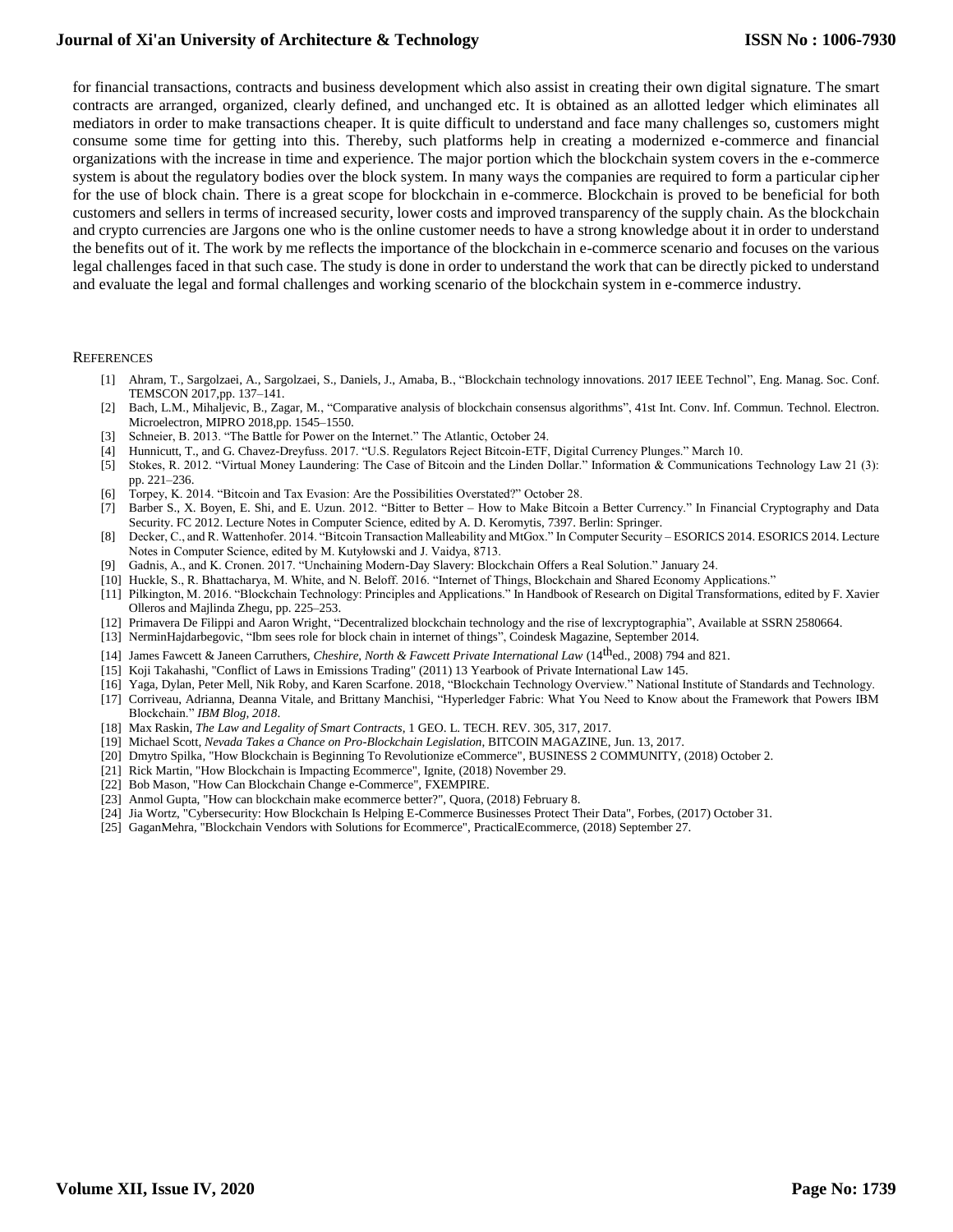for financial transactions, contracts and business development which also assist in creating their own digital signature. The smart contracts are arranged, organized, clearly defined, and unchanged etc. It is obtained as an allotted ledger which eliminates all mediators in order to make transactions cheaper. It is quite difficult to understand and face many challenges so, customers might consume some time for getting into this. Thereby, such platforms help in creating a modernized e-commerce and financial organizations with the increase in time and experience. The major portion which the blockchain system covers in the e-commerce system is about the regulatory bodies over the block system. In many ways the companies are required to form a particular cipher for the use of block chain. There is a great scope for blockchain in e-commerce. Blockchain is proved to be beneficial for both customers and sellers in terms of increased security, lower costs and improved transparency of the supply chain. As the blockchain and crypto currencies are Jargons one who is the online customer needs to have a strong knowledge about it in order to understand the benefits out of it. The work by me reflects the importance of the blockchain in e-commerce scenario and focuses on the various legal challenges faced in that such case. The study is done in order to understand the work that can be directly picked to understand and evaluate the legal and formal challenges and working scenario of the blockchain system in e-commerce industry.

## References

[1] Ahram, T., Sargolzaei, A., Sargolzaei, S., Daniels, J., Amaba, B., "Blockchain technology innovations. 2017 IEEE Technol", Eng. Manag. Soc. Conf. TEMSCON 2017,pp. 137–141.

[2] Bach, L.M., Mihaljevic, B., Zagar, M., "Comparative analysis of blockchain consensus algorithms", 41st Int. Conv. Inf. Commun. Technol. Electron. Microelectron, MIPRO 2018,pp. 1545–1550.

[3] Schneier, B. 2013. "The Battle for Power on the Internet." The Atlantic, October 24.

[4] Hunnicutt, T., and G. Chavez-Dreyfuss. 2017. "U.S. Regulators Reject Bitcoin-ETF, Digital Currency Plunges." March 10.

[5] Stokes, R. 2012. "Virtual Money Laundering: The Case of Bitcoin and the Linden Dollar." Information & Communications Technology Law 21 (3): pp. 221–236.

[6] Torpey, K. 2014. "Bitcoin and Tax Evasion: Are the Possibilities Overstated?" October 28.

[7] Barber S., X. Boyen, E. Shi, and E. Uzun. 2012. "Bitter to Better – How to Make Bitcoin a Better Currency." In Financial Cryptography and Data Security. FC 2012. Lecture Notes in Computer Science, edited by A. D. Keromytis, 7397. Berlin: Springer.

[8] Decker, C., and R. Wattenhofer. 2014. "Bitcoin Transaction Malleability and MtGox." In Computer Security – ESORICS 2014. ESORICS 2014. Lecture Notes in Computer Science, edited by M. Kutyłowski and J. Vaidya, 8713.

[9] Gadnis, A., and K. Cronen. 2017. "Unchaining Modern-Day Slavery: Blockchain Offers a Real Solution." January 24.

[10] Huckle, S., R. Bhattacharya, M. White, and N. Beloff. 2016. "Internet of Things, Blockchain and Shared Economy Applications."

[11] Pilkington, M. 2016. "Blockchain Technology: Principles and Applications." In Handbook of Research on Digital Transformations, edited by F. Xavier Olleros and Majlinda Zhegu, pp. 225–253.

[12] Primavera De Filippi and Aaron Wright, "Decentralized blockchain technology and the rise of lexcryptographia", Available at SSRN 2580664.

[13] NerminHajdarbegovic, "Ibm sees role for block chain in internet of things", Coindesk Magazine, September 2014.

[14] James Fawcett & Janeen Carruthers, *Cheshire, North & Fawcett Private International Law* (14th ed., 2008) 794 and 821.

[15] Koji Takahashi, "Conflict of Laws in Emissions Trading" (2011) 13 Yearbook of Private International Law 145.

[16] Yaga, Dylan, Peter Mell, Nik Roby, and Karen Scarfone. 2018, "Blockchain Technology Overview." National Institute of Standards and Technology.

[17] Corriveau, Adrianna, Deanna Vitale, and Brittany Manchisi, "Hyperledger Fabric: What You Need to Know about the Framework that Powers IBM Blockchain." *IBM Blog, 2018*.

[18] Max Raskin, *The Law and Legality of Smart Contracts*, 1 GEO. L. TECH. REV. 305, 317, 2017.

[19] Michael Scott, *Nevada Takes a Chance on Pro-Blockchain Legislation*, BITCOIN MAGAZINE, Jun. 13, 2017.

[20] Dmytro Spilka, "How Blockchain is Beginning To Revolutionize eCommerce", BUSINESS 2 COMMUNITY, (2018) October 2.

[21] Rick Martin, "How Blockchain is Impacting Ecommerce", Ignite, (2018) November 29.

[22] Bob Mason, "How Can Blockchain Change e-Commerce", FXEMPIRE.

[23] Anmol Gupta, "How can blockchain make ecommerce better?", Quora, (2018) February 8.

[24] Jia Wortz, "Cybersecurity: How Blockchain Is Helping E-Commerce Businesses Protect Their Data", Forbes, (2017) October 31.

[25] GaganMehra, "Blockchain Vendors with Solutions for Ecommerce", PracticalEcommerce, (2018) September 27.